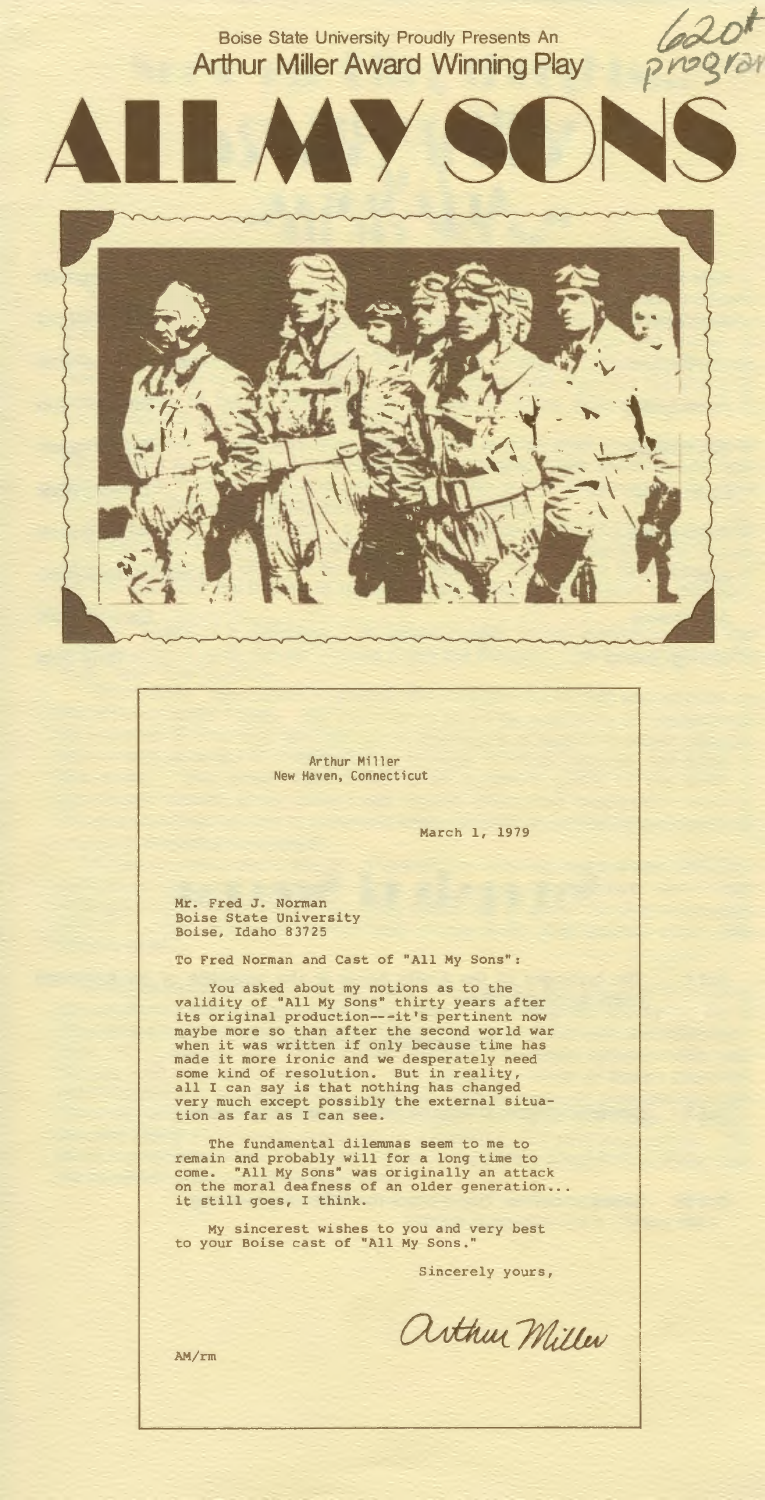Boise State University Proudly Presents An

Arthur Miller Award Winning Play

620th program

# ALL MY SONS

Arthur Miller
New Haven, Connecticut

March 1, 1979

Mr. Fred J. Norman
Boise State University
Boise, Idaho 83725

To Fred Norman and Cast of "All My Sons":

You asked about my notions as to the validity of "All My Sons" thirty years after its original production---it's pertinent now maybe more so than after the second world war when it was written if only because time has made it more ironic and we desperately need some kind of resolution. But in reality, all I can say is that nothing has changed very much except possibly the external situation as far as I can see.

The fundamental dilemmas seem to me to remain and probably will for a long time to come. "All My Sons" was originally an attack on the moral deafness of an older generation... it still goes, I think.

My sincerest wishes to you and very best to your Boise cast of "All My Sons."

Sincerely yours,

Arthur Miller

AM/rm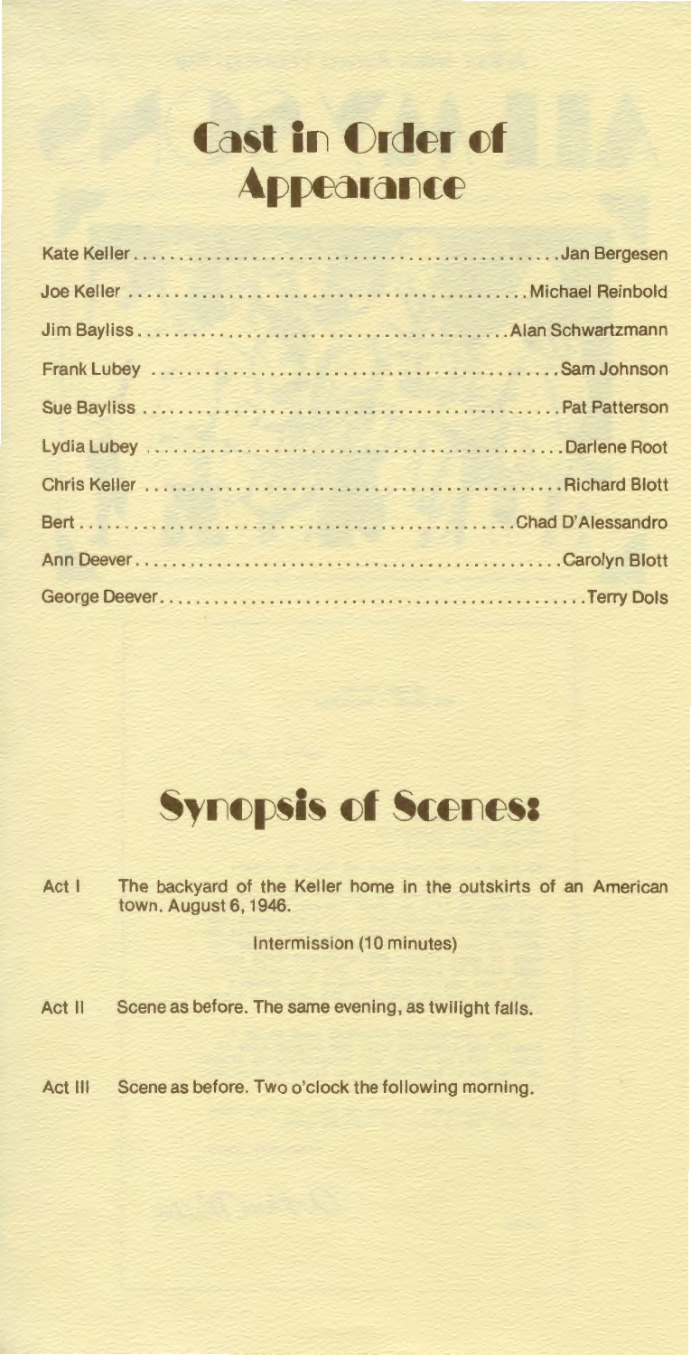# Cast in Order of Appearance

| Role | Actor |
|---|---|
| Kate Keller | Jan Bergesen |
| Joe Keller | Michael Reinbold |
| Jim Bayliss | Alan Schwartzmann |
| Frank Lubey | Sam Johnson |
| Sue Bayliss | Pat Patterson |
| Lydia Lubey | Darlene Root |
| Chris Keller | Richard Blott |
| Bert | Chad D'Alessandro |
| Ann Deever | Carolyn Blott |
| George Deever | Terry Dols |

# Synopsis of Scenes:

**Act I** The backyard of the Keller home in the outskirts of an American town. August 6, 1946.

Intermission (10 minutes)

**Act II** Scene as before. The same evening, as twilight falls.

**Act III** Scene as before. Two o'clock the following morning.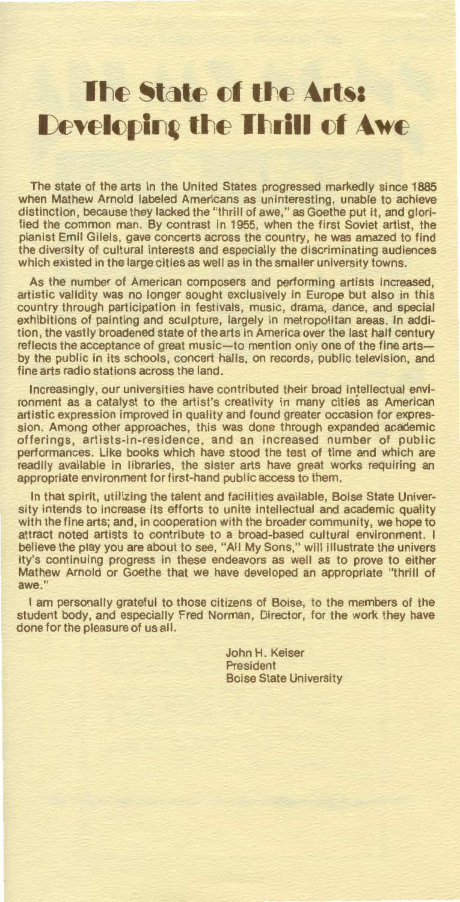# The State of the Arts: Developing the Thrill of Awe

The state of the arts in the United States progressed markedly since 1885 when Mathew Arnold labeled Americans as uninteresting, unable to achieve distinction, because they lacked the "thrill of awe," as Goethe put it, and glorified the common man. By contrast in 1955, when the first Soviet artist, the pianist Emil Gilels, gave concerts across the country, he was amazed to find the diversity of cultural interests and especially the discriminating audiences which existed in the large cities as well as in the smaller university towns.

As the number of American composers and performing artists increased, artistic validity was no longer sought exclusively in Europe but also in this country through participation in festivals, music, drama, dance, and special exhibitions of painting and sculpture, largely in metropolitan areas. In addition, the vastly broadened state of the arts in America over the last half century reflects the acceptance of great music—to mention only one of the fine arts—by the public in its schools, concert halls, on records, public television, and fine arts radio stations across the land.

Increasingly, our universities have contributed their broad intellectual environment as a catalyst to the artist's creativity in many cities as American artistic expression improved in quality and found greater occasion for expression. Among other approaches, this was done through expanded academic offerings, artists-in-residence, and an increased number of public performances. Like books which have stood the test of time and which are readily available in libraries, the sister arts have great works requiring an appropriate environment for first-hand public access to them.

In that spirit, utilizing the talent and facilities available, Boise State University intends to increase its efforts to unite intellectual and academic quality with the fine arts; and, in cooperation with the broader community, we hope to attract noted artists to contribute to a broad-based cultural environment. I believe the play you are about to see, "All My Sons," will illustrate the university's continuing progress in these endeavors as well as to prove to either Mathew Arnold or Goethe that we have developed an appropriate "thrill of awe."

I am personally grateful to those citizens of Boise, to the members of the student body, and especially Fred Norman, Director, for the work they have done for the pleasure of us all.

John H. Keiser
President
Boise State University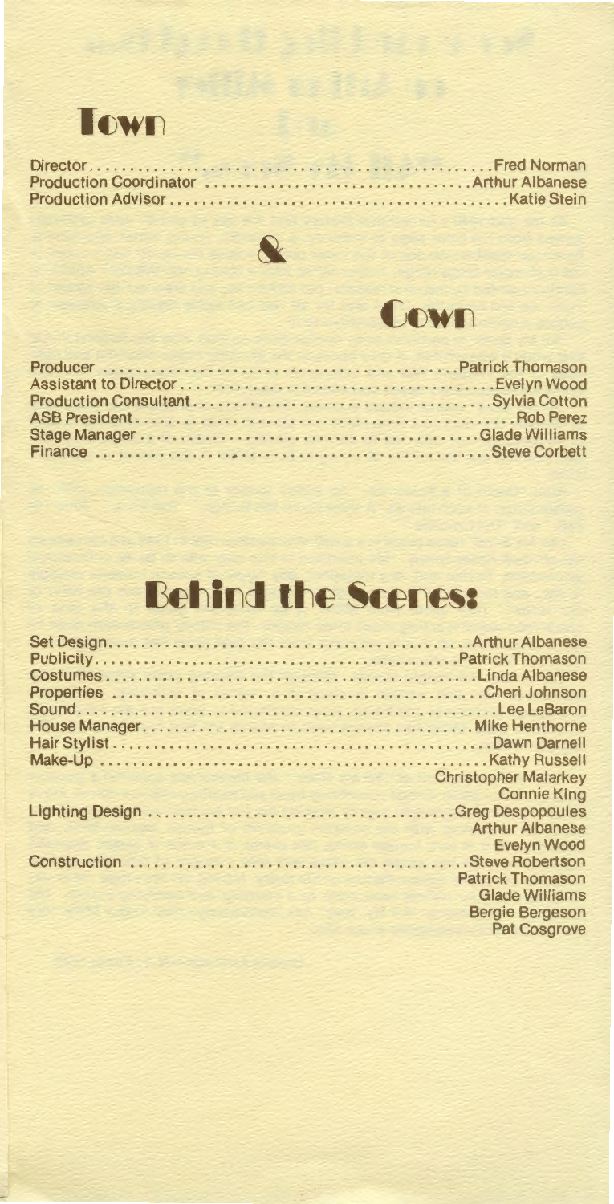# Town

Director . . . . . . . . . . . . . . . . . . . . . . . . . . . . . . . . . . . . . . . . . . . . . . Fred Norman
Production Coordinator . . . . . . . . . . . . . . . . . . . . . . . . . . . . . . . Arthur Albanese
Production Advisor . . . . . . . . . . . . . . . . . . . . . . . . . . . . . . . . . . . . . . Katie Stein

# &

# Gown

Producer . . . . . . . . . . . . . . . . . . . . . . . . . . . . . . . . . . . . . . . . . . Patrick Thomason
Assistant to Director . . . . . . . . . . . . . . . . . . . . . . . . . . . . . . . . . . . . . Evelyn Wood
Production Consultant . . . . . . . . . . . . . . . . . . . . . . . . . . . . . . . . . . . Sylvia Cotton
ASB President . . . . . . . . . . . . . . . . . . . . . . . . . . . . . . . . . . . . . . . . . . . . . Rob Perez
Stage Manager . . . . . . . . . . . . . . . . . . . . . . . . . . . . . . . . . . . . . . . . Glade Williams
Finance . . . . . . . . . . . . . . . . . . . . . . . . . . . . . . . . . . . . . . . . . . . . . . . . Steve Corbett

# Behind the Scenes:

Set Design . . . . . . . . . . . . . . . . . . . . . . . . . . . . . . . . . . . . . . . . . . . Arthur Albanese
Publicity . . . . . . . . . . . . . . . . . . . . . . . . . . . . . . . . . . . . . . . . . . . . Patrick Thomason
Costumes . . . . . . . . . . . . . . . . . . . . . . . . . . . . . . . . . . . . . . . . . . . . . Linda Albanese
Properties . . . . . . . . . . . . . . . . . . . . . . . . . . . . . . . . . . . . . . . . . . . . . Cheri Johnson
Sound . . . . . . . . . . . . . . . . . . . . . . . . . . . . . . . . . . . . . . . . . . . . . . . . . . . Lee LeBaron
House Manager . . . . . . . . . . . . . . . . . . . . . . . . . . . . . . . . . . . . . . . . . Mike Henthorne
Hair Stylist . . . . . . . . . . . . . . . . . . . . . . . . . . . . . . . . . . . . . . . . . . . . . . . Dawn Darnell
Make-Up . . . . . . . . . . . . . . . . . . . . . . . . . . . . . . . . . . . . . . . . . . . . . . . . Kathy Russell
Christopher Malarkey
Connie King
Lighting Design . . . . . . . . . . . . . . . . . . . . . . . . . . . . . . . . . . . . . . . Greg Despopoules
Arthur Albanese
Evelyn Wood
Construction . . . . . . . . . . . . . . . . . . . . . . . . . . . . . . . . . . . . . . . . . . Steve Robertson
Patrick Thomason
Glade Williams
Bergie Bergeson
Pat Cosgrove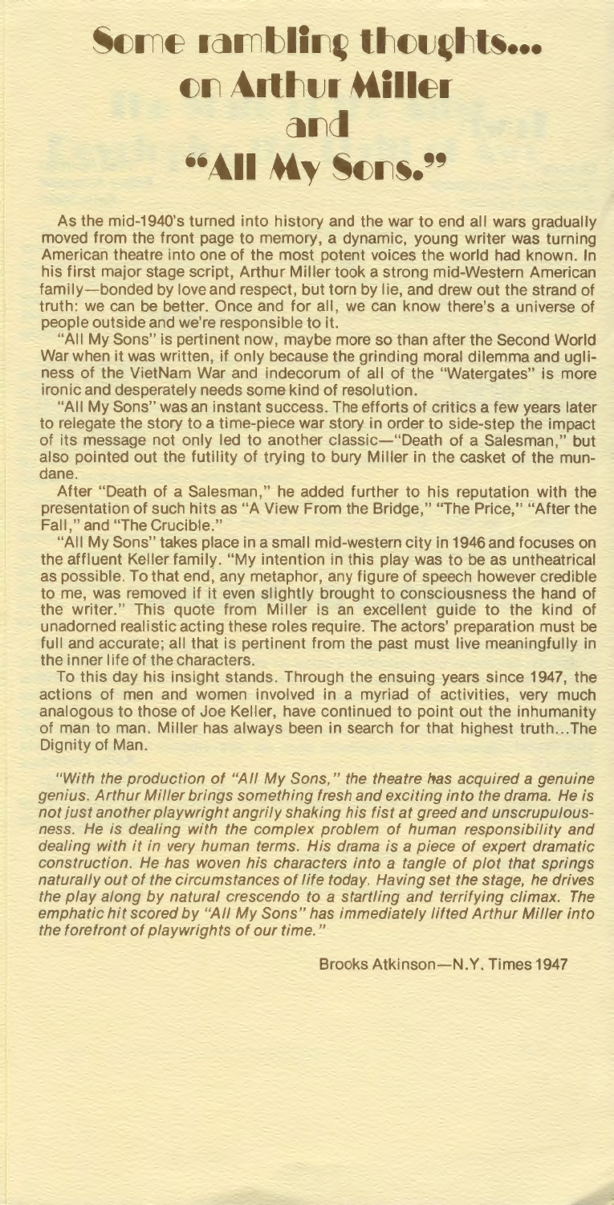# Some rambling thoughts... on Arthur Miller and "All My Sons."

As the mid-1940's turned into history and the war to end all wars gradually moved from the front page to memory, a dynamic, young writer was turning American theatre into one of the most potent voices the world had known. In his first major stage script, Arthur Miller took a strong mid-Western American family—bonded by love and respect, but torn by lie, and drew out the strand of truth: we can be better. Once and for all, we can know there's a universe of people outside and we're responsible to it.

"All My Sons" is pertinent now, maybe more so than after the Second World War when it was written, if only because the grinding moral dilemma and ugliness of the VietNam War and indecorum of all of the "Watergates" is more ironic and desperately needs some kind of resolution.

"All My Sons" was an instant success. The efforts of critics a few years later to relegate the story to a time-piece war story in order to side-step the impact of its message not only led to another classic—"Death of a Salesman," but also pointed out the futility of trying to bury Miller in the casket of the mundane.

After "Death of a Salesman," he added further to his reputation with the presentation of such hits as "A View From the Bridge," "The Price," "After the Fall," and "The Crucible."

"All My Sons" takes place in a small mid-western city in 1946 and focuses on the affluent Keller family. "My intention in this play was to be as untheatrical as possible. To that end, any metaphor, any figure of speech however credible to me, was removed if it even slightly brought to consciousness the hand of the writer." This quote from Miller is an excellent guide to the kind of unadorned realistic acting these roles require. The actors' preparation must be full and accurate; all that is pertinent from the past must live meaningfully in the inner life of the characters.

To this day his insight stands. Through the ensuing years since 1947, the actions of men and women involved in a myriad of activities, very much analogous to those of Joe Keller, have continued to point out the inhumanity of man to man. Miller has always been in search for that highest truth...The Dignity of Man.

*"With the production of "All My Sons," the theatre has acquired a genuine genius. Arthur Miller brings something fresh and exciting into the drama. He is not just another playwright angrily shaking his fist at greed and unscrupulousness. He is dealing with the complex problem of human responsibility and dealing with it in very human terms. His drama is a piece of expert dramatic construction. He has woven his characters into a tangle of plot that springs naturally out of the circumstances of life today. Having set the stage, he drives the play along by natural crescendo to a startling and terrifying climax. The emphatic hit scored by "All My Sons" has immediately lifted Arthur Miller into the forefront of playwrights of our time."*

Brooks Atkinson—N.Y. Times 1947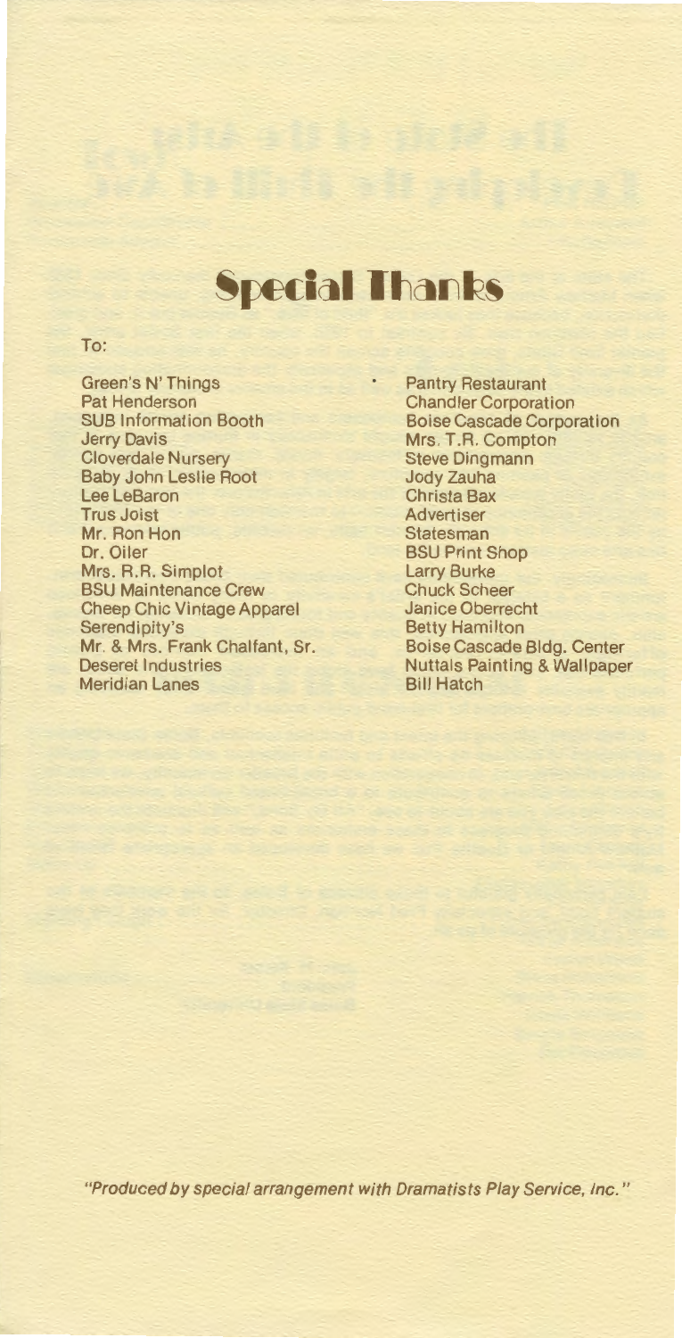# Special Thanks

To:

Green's N' Things
Pat Henderson
SUB Information Booth
Jerry Davis
Cloverdale Nursery
Baby John Leslie Root
Lee LeBaron
Trus Joist
Mr. Ron Hon
Dr. Oiler
Mrs. R.R. Simplot
BSU Maintenance Crew
Cheep Chic Vintage Apparel
Serendipity's
Mr. & Mrs. Frank Chalfant, Sr.
Deseret Industries
Meridian Lanes
Pantry Restaurant
Chandler Corporation
Boise Cascade Corporation
Mrs. T.R. Compton
Steve Dingmann
Jody Zauha
Christa Bax
Advertiser
Statesman
BSU Print Shop
Larry Burke
Chuck Scheer
Janice Oberrecht
Betty Hamilton
Boise Cascade Bldg. Center
Nuttals Painting & Wallpaper
Bill Hatch

*"Produced by special arrangement with Dramatists Play Service, Inc."*